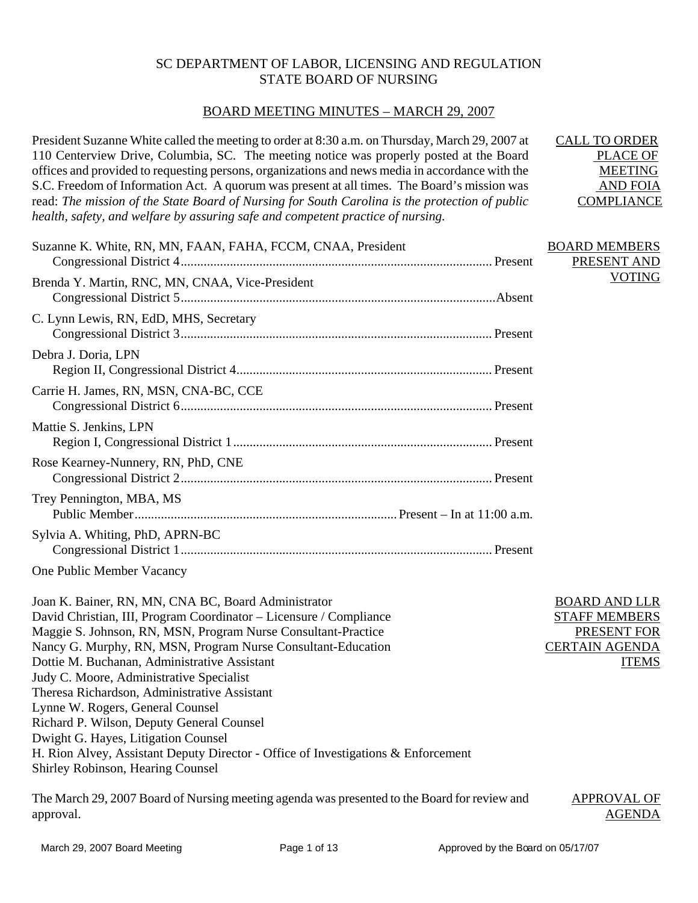SC DEPARTMENT OF LABOR, LICENSING AND REGULATION
STATE BOARD OF NURSING

## BOARD MEETING MINUTES – MARCH 29, 2007

**CALL TO ORDER PLACE OF MEETING AND FOIA COMPLIANCE**

President Suzanne White called the meeting to order at 8:30 a.m. on Thursday, March 29, 2007 at 110 Centerview Drive, Columbia, SC. The meeting notice was properly posted at the Board offices and provided to requesting persons, organizations and news media in accordance with the S.C. Freedom of Information Act. A quorum was present at all times. The Board's mission was read: *The mission of the State Board of Nursing for South Carolina is the protection of public health, safety, and welfare by assuring safe and competent practice of nursing.*

**BOARD MEMBERS PRESENT AND VOTING**

Suzanne K. White, RN, MN, FAAN, FAHA, FCCM, CNAA, President
Congressional District 4 .......... Present

Brenda Y. Martin, RNC, MN, CNAA, Vice-President
Congressional District 5 .......... Absent

C. Lynn Lewis, RN, EdD, MHS, Secretary
Congressional District 3 .......... Present

Debra J. Doria, LPN
Region II, Congressional District 4 .......... Present

Carrie H. James, RN, MSN, CNA-BC, CCE
Congressional District 6 .......... Present

Mattie S. Jenkins, LPN
Region I, Congressional District 1 .......... Present

Rose Kearney-Nunnery, RN, PhD, CNE
Congressional District 2 .......... Present

Trey Pennington, MBA, MS
Public Member .......... Present – In at 11:00 a.m.

Sylvia A. Whiting, PhD, APRN-BC
Congressional District 1 .......... Present

One Public Member Vacancy

**BOARD AND LLR STAFF MEMBERS PRESENT FOR CERTAIN AGENDA ITEMS**

Joan K. Bainer, RN, MN, CNA BC, Board Administrator
David Christian, III, Program Coordinator – Licensure / Compliance
Maggie S. Johnson, RN, MSN, Program Nurse Consultant-Practice
Nancy G. Murphy, RN, MSN, Program Nurse Consultant-Education
Dottie M. Buchanan, Administrative Assistant
Judy C. Moore, Administrative Specialist
Theresa Richardson, Administrative Assistant
Lynne W. Rogers, General Counsel
Richard P. Wilson, Deputy General Counsel
Dwight G. Hayes, Litigation Counsel
H. Rion Alvey, Assistant Deputy Director - Office of Investigations & Enforcement
Shirley Robinson, Hearing Counsel

**APPROVAL OF AGENDA**

The March 29, 2007 Board of Nursing meeting agenda was presented to the Board for review and approval.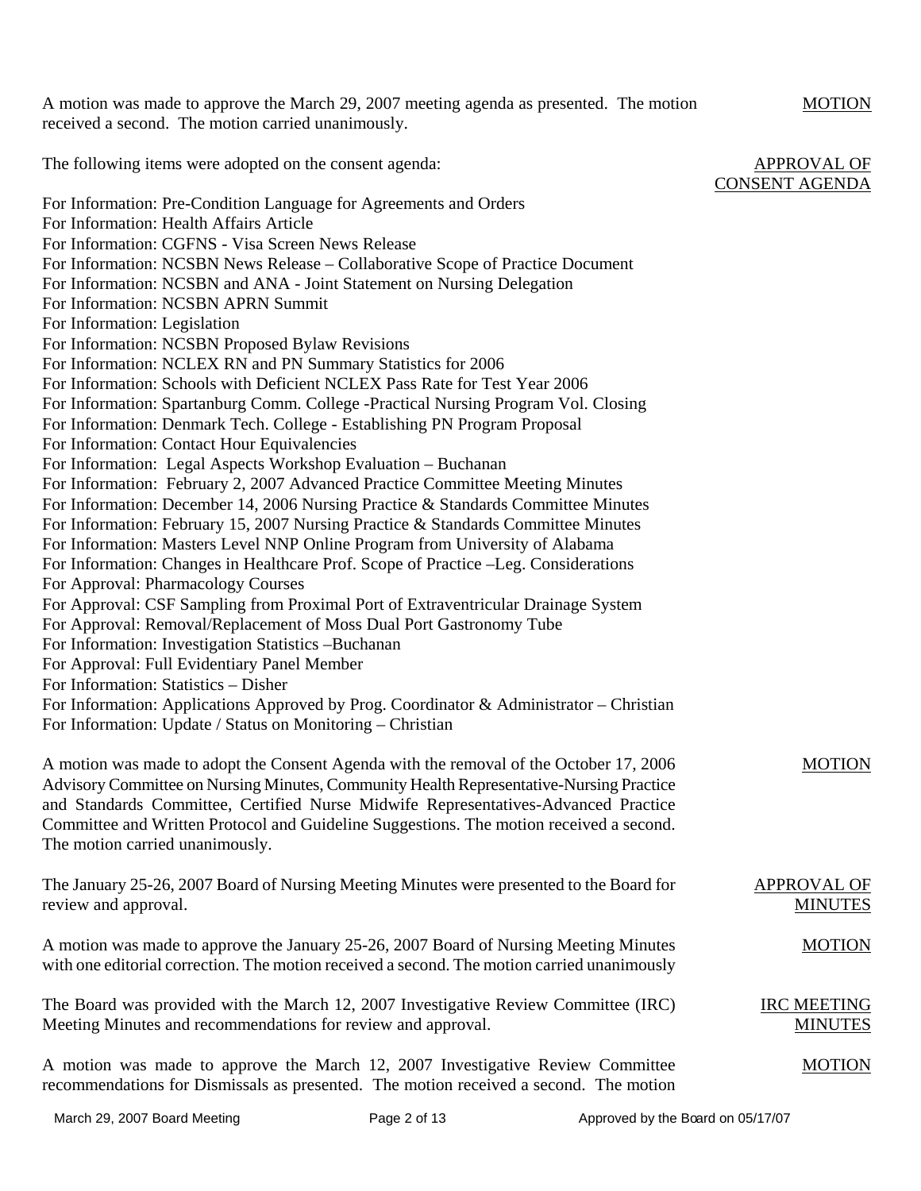A motion was made to approve the March 29, 2007 meeting agenda as presented. The motion received a second. The motion carried unanimously.

MOTION

The following items were adopted on the consent agenda:

APPROVAL OF CONSENT AGENDA

For Information: Pre-Condition Language for Agreements and Orders
For Information: Health Affairs Article
For Information: CGFNS - Visa Screen News Release
For Information: NCSBN News Release – Collaborative Scope of Practice Document
For Information: NCSBN and ANA - Joint Statement on Nursing Delegation
For Information: NCSBN APRN Summit
For Information: Legislation
For Information: NCSBN Proposed Bylaw Revisions
For Information: NCLEX RN and PN Summary Statistics for 2006
For Information: Schools with Deficient NCLEX Pass Rate for Test Year 2006
For Information: Spartanburg Comm. College -Practical Nursing Program Vol. Closing
For Information: Denmark Tech. College - Establishing PN Program Proposal
For Information: Contact Hour Equivalencies
For Information: Legal Aspects Workshop Evaluation – Buchanan
For Information: February 2, 2007 Advanced Practice Committee Meeting Minutes
For Information: December 14, 2006 Nursing Practice & Standards Committee Minutes
For Information: February 15, 2007 Nursing Practice & Standards Committee Minutes
For Information: Masters Level NNP Online Program from University of Alabama
For Information: Changes in Healthcare Prof. Scope of Practice –Leg. Considerations
For Approval: Pharmacology Courses
For Approval: CSF Sampling from Proximal Port of Extraventricular Drainage System
For Approval: Removal/Replacement of Moss Dual Port Gastronomy Tube
For Information: Investigation Statistics –Buchanan
For Approval: Full Evidentiary Panel Member
For Information: Statistics – Disher
For Information: Applications Approved by Prog. Coordinator & Administrator – Christian
For Information: Update / Status on Monitoring – Christian

A motion was made to adopt the Consent Agenda with the removal of the October 17, 2006 Advisory Committee on Nursing Minutes, Community Health Representative-Nursing Practice and Standards Committee, Certified Nurse Midwife Representatives-Advanced Practice Committee and Written Protocol and Guideline Suggestions. The motion received a second. The motion carried unanimously.

MOTION

The January 25-26, 2007 Board of Nursing Meeting Minutes were presented to the Board for review and approval.

APPROVAL OF MINUTES

A motion was made to approve the January 25-26, 2007 Board of Nursing Meeting Minutes with one editorial correction. The motion received a second. The motion carried unanimously

MOTION

The Board was provided with the March 12, 2007 Investigative Review Committee (IRC) Meeting Minutes and recommendations for review and approval.

IRC MEETING MINUTES

A motion was made to approve the March 12, 2007 Investigative Review Committee recommendations for Dismissals as presented. The motion received a second. The motion

MOTION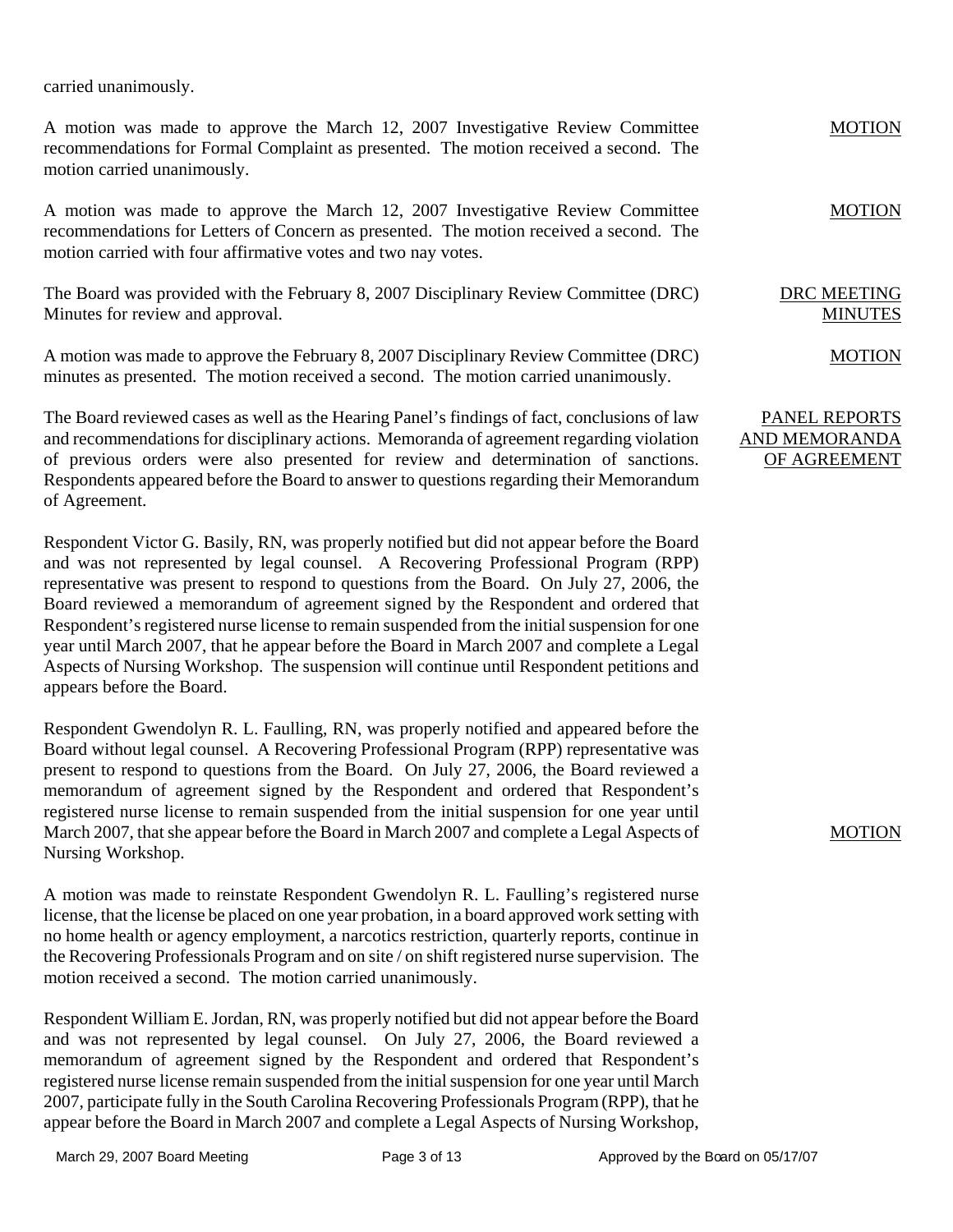carried unanimously.

**MOTION**

A motion was made to approve the March 12, 2007 Investigative Review Committee recommendations for Formal Complaint as presented. The motion received a second. The motion carried unanimously.

**MOTION**

A motion was made to approve the March 12, 2007 Investigative Review Committee recommendations for Letters of Concern as presented. The motion received a second. The motion carried with four affirmative votes and two nay votes.

**DRC MEETING MINUTES**

The Board was provided with the February 8, 2007 Disciplinary Review Committee (DRC) Minutes for review and approval.

**MOTION**

A motion was made to approve the February 8, 2007 Disciplinary Review Committee (DRC) minutes as presented. The motion received a second. The motion carried unanimously.

**PANEL REPORTS AND MEMORANDA OF AGREEMENT**

The Board reviewed cases as well as the Hearing Panel's findings of fact, conclusions of law and recommendations for disciplinary actions. Memoranda of agreement regarding violation of previous orders were also presented for review and determination of sanctions. Respondents appeared before the Board to answer to questions regarding their Memorandum of Agreement.

Respondent Victor G. Basily, RN, was properly notified but did not appear before the Board and was not represented by legal counsel. A Recovering Professional Program (RPP) representative was present to respond to questions from the Board. On July 27, 2006, the Board reviewed a memorandum of agreement signed by the Respondent and ordered that Respondent's registered nurse license to remain suspended from the initial suspension for one year until March 2007, that he appear before the Board in March 2007 and complete a Legal Aspects of Nursing Workshop. The suspension will continue until Respondent petitions and appears before the Board.

Respondent Gwendolyn R. L. Faulling, RN, was properly notified and appeared before the Board without legal counsel. A Recovering Professional Program (RPP) representative was present to respond to questions from the Board. On July 27, 2006, the Board reviewed a memorandum of agreement signed by the Respondent and ordered that Respondent's registered nurse license to remain suspended from the initial suspension for one year until March 2007, that she appear before the Board in March 2007 and complete a Legal Aspects of Nursing Workshop.

**MOTION**

A motion was made to reinstate Respondent Gwendolyn R. L. Faulling's registered nurse license, that the license be placed on one year probation, in a board approved work setting with no home health or agency employment, a narcotics restriction, quarterly reports, continue in the Recovering Professionals Program and on site / on shift registered nurse supervision. The motion received a second. The motion carried unanimously.

Respondent William E. Jordan, RN, was properly notified but did not appear before the Board and was not represented by legal counsel. On July 27, 2006, the Board reviewed a memorandum of agreement signed by the Respondent and ordered that Respondent's registered nurse license remain suspended from the initial suspension for one year until March 2007, participate fully in the South Carolina Recovering Professionals Program (RPP), that he appear before the Board in March 2007 and complete a Legal Aspects of Nursing Workshop,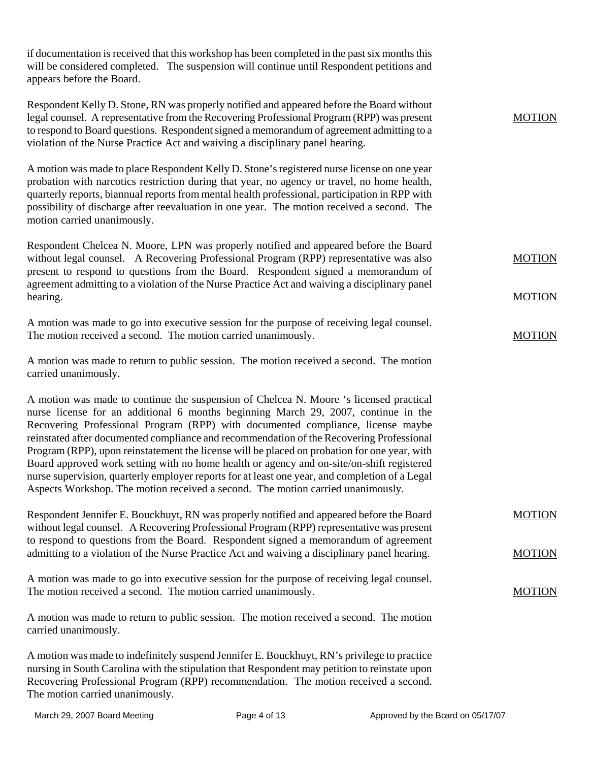if documentation is received that this workshop has been completed in the past six months this will be considered completed. The suspension will continue until Respondent petitions and appears before the Board.

Respondent Kelly D. Stone, RN was properly notified and appeared before the Board without legal counsel. A representative from the Recovering Professional Program (RPP) was present to respond to Board questions. Respondent signed a memorandum of agreement admitting to a violation of the Nurse Practice Act and waiving a disciplinary panel hearing.

MOTION

A motion was made to place Respondent Kelly D. Stone's registered nurse license on one year probation with narcotics restriction during that year, no agency or travel, no home health, quarterly reports, biannual reports from mental health professional, participation in RPP with possibility of discharge after reevaluation in one year. The motion received a second. The motion carried unanimously.

Respondent Chelcea N. Moore, LPN was properly notified and appeared before the Board without legal counsel. A Recovering Professional Program (RPP) representative was also present to respond to questions from the Board. Respondent signed a memorandum of agreement admitting to a violation of the Nurse Practice Act and waiving a disciplinary panel hearing.

MOTION

A motion was made to go into executive session for the purpose of receiving legal counsel. The motion received a second. The motion carried unanimously.

MOTION

A motion was made to return to public session. The motion received a second. The motion carried unanimously.

MOTION

A motion was made to continue the suspension of Chelcea N. Moore 's licensed practical nurse license for an additional 6 months beginning March 29, 2007, continue in the Recovering Professional Program (RPP) with documented compliance, license maybe reinstated after documented compliance and recommendation of the Recovering Professional Program (RPP), upon reinstatement the license will be placed on probation for one year, with Board approved work setting with no home health or agency and on-site/on-shift registered nurse supervision, quarterly employer reports for at least one year, and completion of a Legal Aspects Workshop. The motion received a second. The motion carried unanimously.

Respondent Jennifer E. Bouckhuyt, RN was properly notified and appeared before the Board without legal counsel. A Recovering Professional Program (RPP) representative was present to respond to questions from the Board. Respondent signed a memorandum of agreement admitting to a violation of the Nurse Practice Act and waiving a disciplinary panel hearing.

MOTION

A motion was made to go into executive session for the purpose of receiving legal counsel. The motion received a second. The motion carried unanimously.

MOTION

A motion was made to return to public session. The motion received a second. The motion carried unanimously.

MOTION

A motion was made to indefinitely suspend Jennifer E. Bouckhuyt, RN's privilege to practice nursing in South Carolina with the stipulation that Respondent may petition to reinstate upon Recovering Professional Program (RPP) recommendation. The motion received a second. The motion carried unanimously.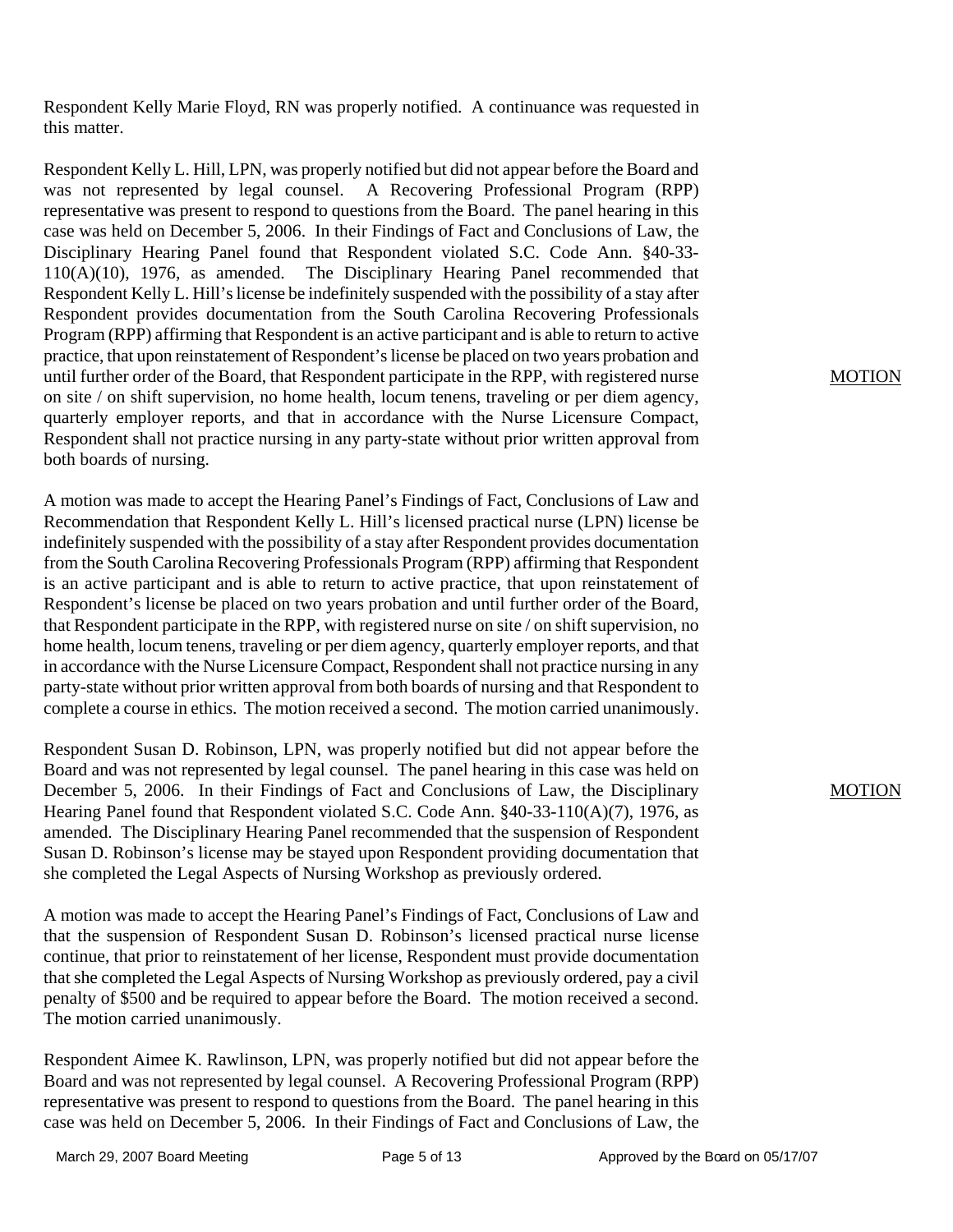Respondent Kelly Marie Floyd, RN was properly notified. A continuance was requested in this matter.

Respondent Kelly L. Hill, LPN, was properly notified but did not appear before the Board and was not represented by legal counsel. A Recovering Professional Program (RPP) representative was present to respond to questions from the Board. The panel hearing in this case was held on December 5, 2006. In their Findings of Fact and Conclusions of Law, the Disciplinary Hearing Panel found that Respondent violated S.C. Code Ann. §40-33-110(A)(10), 1976, as amended. The Disciplinary Hearing Panel recommended that Respondent Kelly L. Hill's license be indefinitely suspended with the possibility of a stay after Respondent provides documentation from the South Carolina Recovering Professionals Program (RPP) affirming that Respondent is an active participant and is able to return to active practice, that upon reinstatement of Respondent's license be placed on two years probation and until further order of the Board, that Respondent participate in the RPP, with registered nurse on site / on shift supervision, no home health, locum tenens, traveling or per diem agency, quarterly employer reports, and that in accordance with the Nurse Licensure Compact, Respondent shall not practice nursing in any party-state without prior written approval from both boards of nursing.

MOTION

A motion was made to accept the Hearing Panel's Findings of Fact, Conclusions of Law and Recommendation that Respondent Kelly L. Hill's licensed practical nurse (LPN) license be indefinitely suspended with the possibility of a stay after Respondent provides documentation from the South Carolina Recovering Professionals Program (RPP) affirming that Respondent is an active participant and is able to return to active practice, that upon reinstatement of Respondent's license be placed on two years probation and until further order of the Board, that Respondent participate in the RPP, with registered nurse on site / on shift supervision, no home health, locum tenens, traveling or per diem agency, quarterly employer reports, and that in accordance with the Nurse Licensure Compact, Respondent shall not practice nursing in any party-state without prior written approval from both boards of nursing and that Respondent to complete a course in ethics. The motion received a second. The motion carried unanimously.

Respondent Susan D. Robinson, LPN, was properly notified but did not appear before the Board and was not represented by legal counsel. The panel hearing in this case was held on December 5, 2006. In their Findings of Fact and Conclusions of Law, the Disciplinary Hearing Panel found that Respondent violated S.C. Code Ann. §40-33-110(A)(7), 1976, as amended. The Disciplinary Hearing Panel recommended that the suspension of Respondent Susan D. Robinson's license may be stayed upon Respondent providing documentation that she completed the Legal Aspects of Nursing Workshop as previously ordered.

MOTION

A motion was made to accept the Hearing Panel's Findings of Fact, Conclusions of Law and that the suspension of Respondent Susan D. Robinson's licensed practical nurse license continue, that prior to reinstatement of her license, Respondent must provide documentation that she completed the Legal Aspects of Nursing Workshop as previously ordered, pay a civil penalty of $500 and be required to appear before the Board. The motion received a second. The motion carried unanimously.

Respondent Aimee K. Rawlinson, LPN, was properly notified but did not appear before the Board and was not represented by legal counsel. A Recovering Professional Program (RPP) representative was present to respond to questions from the Board. The panel hearing in this case was held on December 5, 2006. In their Findings of Fact and Conclusions of Law, the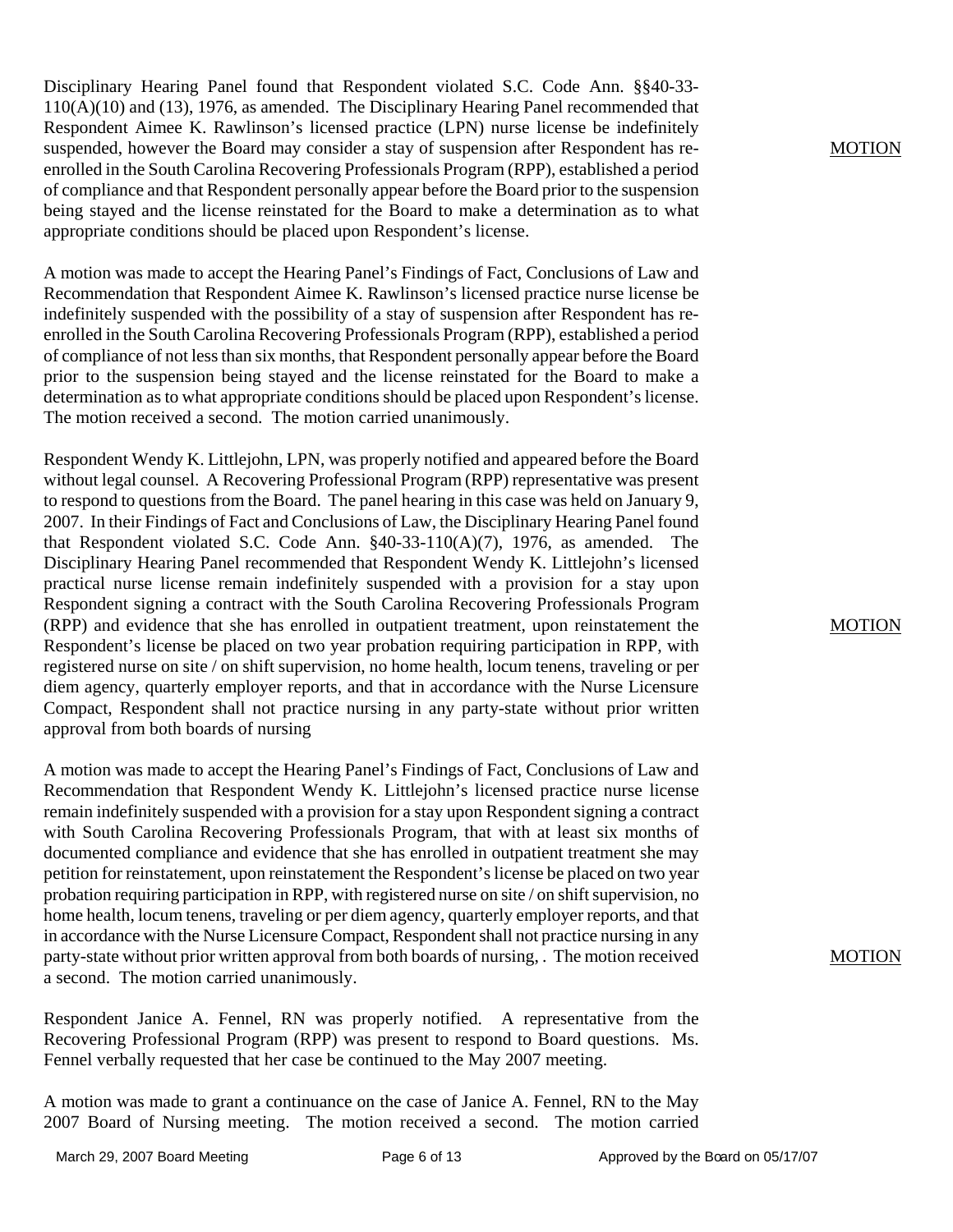Disciplinary Hearing Panel found that Respondent violated S.C. Code Ann. §§40-33-110(A)(10) and (13), 1976, as amended. The Disciplinary Hearing Panel recommended that Respondent Aimee K. Rawlinson's licensed practice (LPN) nurse license be indefinitely suspended, however the Board may consider a stay of suspension after Respondent has re-enrolled in the South Carolina Recovering Professionals Program (RPP), established a period of compliance and that Respondent personally appear before the Board prior to the suspension being stayed and the license reinstated for the Board to make a determination as to what appropriate conditions should be placed upon Respondent's license.

MOTION

A motion was made to accept the Hearing Panel's Findings of Fact, Conclusions of Law and Recommendation that Respondent Aimee K. Rawlinson's licensed practice nurse license be indefinitely suspended with the possibility of a stay of suspension after Respondent has re-enrolled in the South Carolina Recovering Professionals Program (RPP), established a period of compliance of not less than six months, that Respondent personally appear before the Board prior to the suspension being stayed and the license reinstated for the Board to make a determination as to what appropriate conditions should be placed upon Respondent's license. The motion received a second. The motion carried unanimously.

Respondent Wendy K. Littlejohn, LPN, was properly notified and appeared before the Board without legal counsel. A Recovering Professional Program (RPP) representative was present to respond to questions from the Board. The panel hearing in this case was held on January 9, 2007. In their Findings of Fact and Conclusions of Law, the Disciplinary Hearing Panel found that Respondent violated S.C. Code Ann. §40-33-110(A)(7), 1976, as amended. The Disciplinary Hearing Panel recommended that Respondent Wendy K. Littlejohn's licensed practical nurse license remain indefinitely suspended with a provision for a stay upon Respondent signing a contract with the South Carolina Recovering Professionals Program (RPP) and evidence that she has enrolled in outpatient treatment, upon reinstatement the Respondent's license be placed on two year probation requiring participation in RPP, with registered nurse on site / on shift supervision, no home health, locum tenens, traveling or per diem agency, quarterly employer reports, and that in accordance with the Nurse Licensure Compact, Respondent shall not practice nursing in any party-state without prior written approval from both boards of nursing

MOTION

A motion was made to accept the Hearing Panel's Findings of Fact, Conclusions of Law and Recommendation that Respondent Wendy K. Littlejohn's licensed practice nurse license remain indefinitely suspended with a provision for a stay upon Respondent signing a contract with South Carolina Recovering Professionals Program, that with at least six months of documented compliance and evidence that she has enrolled in outpatient treatment she may petition for reinstatement, upon reinstatement the Respondent's license be placed on two year probation requiring participation in RPP, with registered nurse on site / on shift supervision, no home health, locum tenens, traveling or per diem agency, quarterly employer reports, and that in accordance with the Nurse Licensure Compact, Respondent shall not practice nursing in any party-state without prior written approval from both boards of nursing, . The motion received a second. The motion carried unanimously.

Respondent Janice A. Fennel, RN was properly notified. A representative from the Recovering Professional Program (RPP) was present to respond to Board questions. Ms. Fennel verbally requested that her case be continued to the May 2007 meeting.

MOTION

A motion was made to grant a continuance on the case of Janice A. Fennel, RN to the May 2007 Board of Nursing meeting. The motion received a second. The motion carried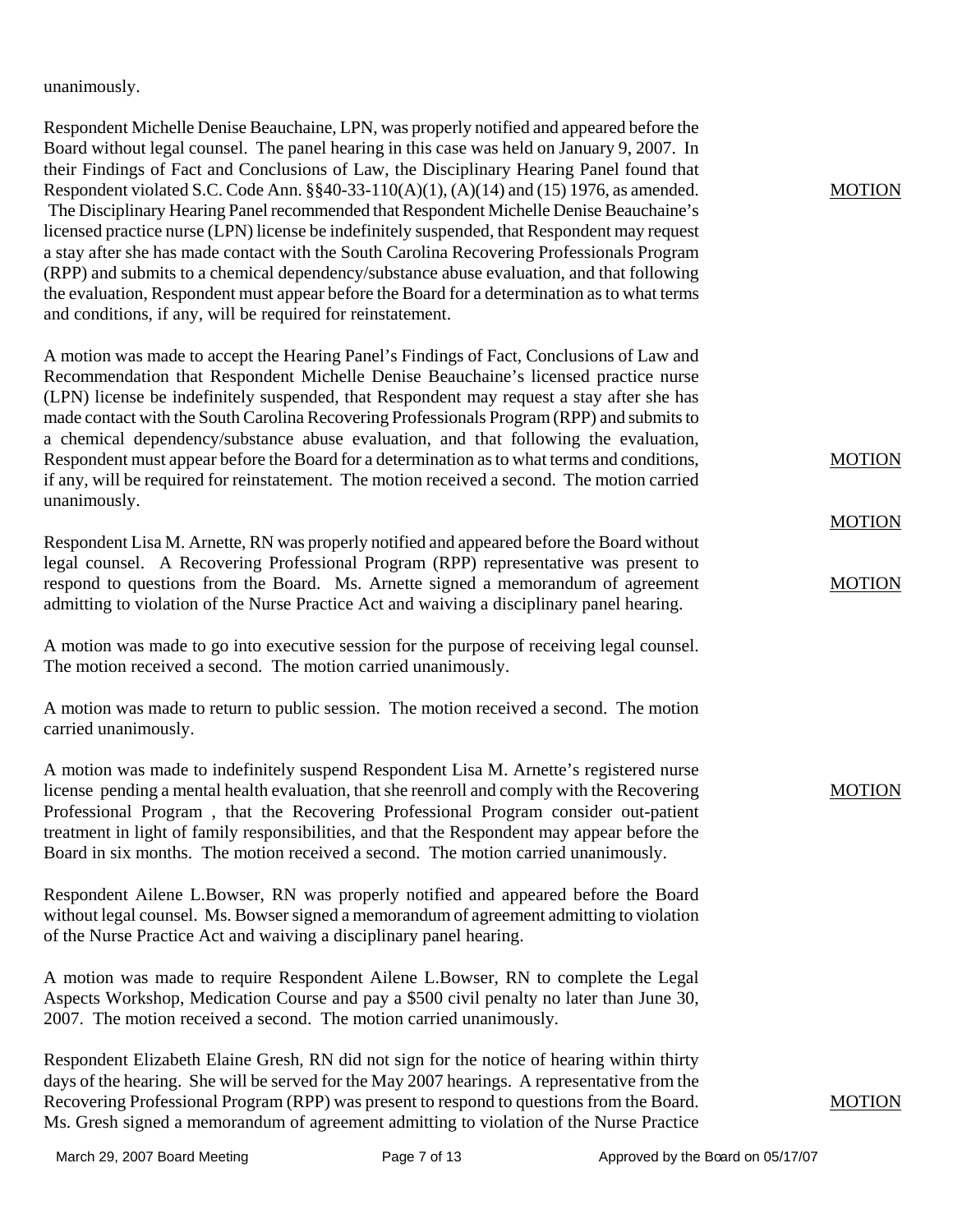unanimously.

Respondent Michelle Denise Beauchaine, LPN, was properly notified and appeared before the Board without legal counsel. The panel hearing in this case was held on January 9, 2007. In their Findings of Fact and Conclusions of Law, the Disciplinary Hearing Panel found that Respondent violated S.C. Code Ann. §§40-33-110(A)(1), (A)(14) and (15) 1976, as amended. The Disciplinary Hearing Panel recommended that Respondent Michelle Denise Beauchaine's licensed practice nurse (LPN) license be indefinitely suspended, that Respondent may request a stay after she has made contact with the South Carolina Recovering Professionals Program (RPP) and submits to a chemical dependency/substance abuse evaluation, and that following the evaluation, Respondent must appear before the Board for a determination as to what terms and conditions, if any, will be required for reinstatement.

MOTION

A motion was made to accept the Hearing Panel's Findings of Fact, Conclusions of Law and Recommendation that Respondent Michelle Denise Beauchaine's licensed practice nurse (LPN) license be indefinitely suspended, that Respondent may request a stay after she has made contact with the South Carolina Recovering Professionals Program (RPP) and submits to a chemical dependency/substance abuse evaluation, and that following the evaluation, Respondent must appear before the Board for a determination as to what terms and conditions, if any, will be required for reinstatement. The motion received a second. The motion carried unanimously.

MOTION

Respondent Lisa M. Arnette, RN was properly notified and appeared before the Board without legal counsel. A Recovering Professional Program (RPP) representative was present to respond to questions from the Board. Ms. Arnette signed a memorandum of agreement admitting to violation of the Nurse Practice Act and waiving a disciplinary panel hearing.

MOTION

A motion was made to go into executive session for the purpose of receiving legal counsel. The motion received a second. The motion carried unanimously.

MOTION

A motion was made to return to public session. The motion received a second. The motion carried unanimously.

A motion was made to indefinitely suspend Respondent Lisa M. Arnette's registered nurse license pending a mental health evaluation, that she reenroll and comply with the Recovering Professional Program , that the Recovering Professional Program consider out-patient treatment in light of family responsibilities, and that the Respondent may appear before the Board in six months. The motion received a second. The motion carried unanimously.

MOTION

Respondent Ailene L.Bowser, RN was properly notified and appeared before the Board without legal counsel. Ms. Bowser signed a memorandum of agreement admitting to violation of the Nurse Practice Act and waiving a disciplinary panel hearing.

A motion was made to require Respondent Ailene L.Bowser, RN to complete the Legal Aspects Workshop, Medication Course and pay a $500 civil penalty no later than June 30, 2007. The motion received a second. The motion carried unanimously.

MOTION

Respondent Elizabeth Elaine Gresh, RN did not sign for the notice of hearing within thirty days of the hearing. She will be served for the May 2007 hearings. A representative from the Recovering Professional Program (RPP) was present to respond to questions from the Board. Ms. Gresh signed a memorandum of agreement admitting to violation of the Nurse Practice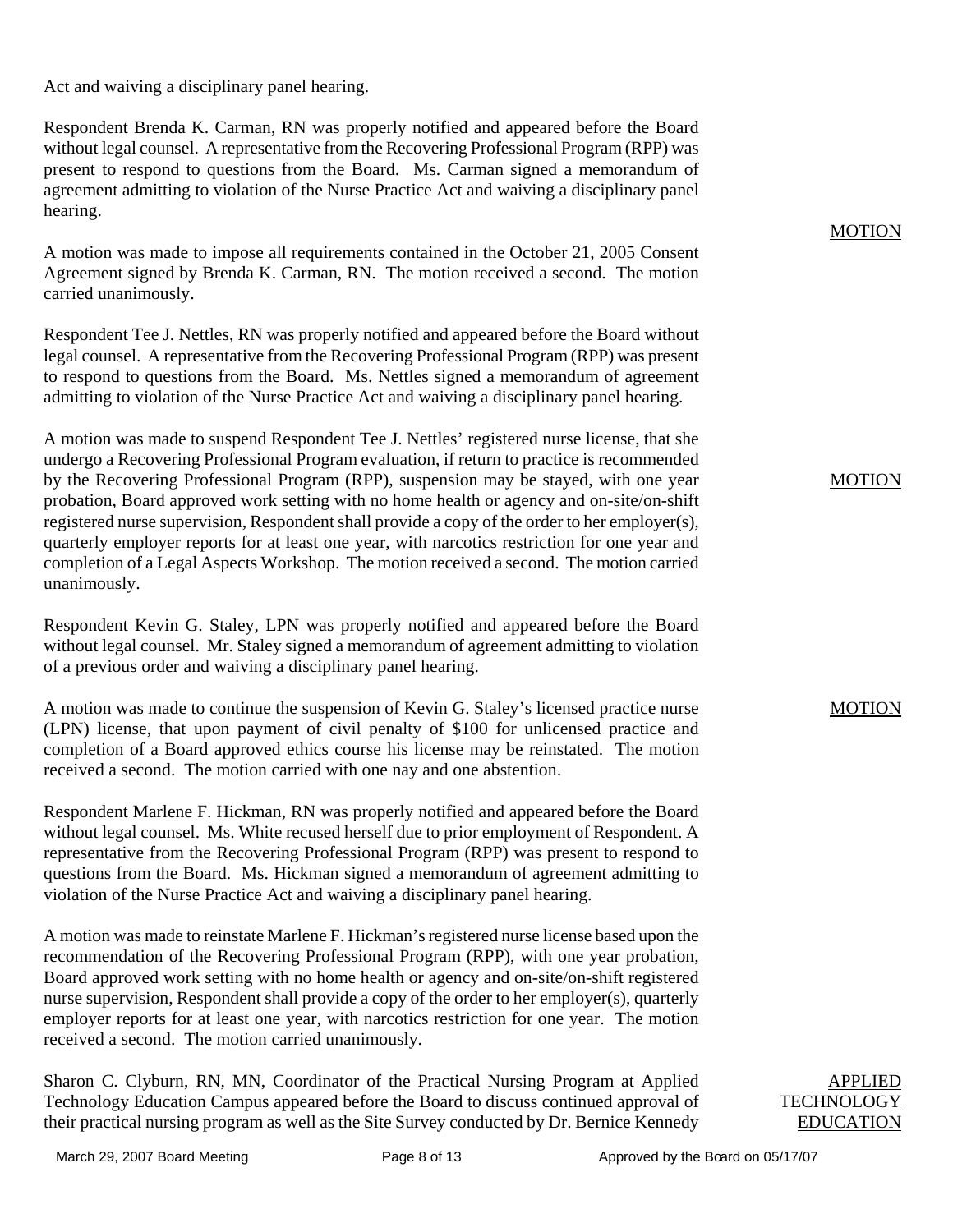Act and waiving a disciplinary panel hearing.

Respondent Brenda K. Carman, RN was properly notified and appeared before the Board without legal counsel. A representative from the Recovering Professional Program (RPP) was present to respond to questions from the Board. Ms. Carman signed a memorandum of agreement admitting to violation of the Nurse Practice Act and waiving a disciplinary panel hearing.

MOTION

A motion was made to impose all requirements contained in the October 21, 2005 Consent Agreement signed by Brenda K. Carman, RN. The motion received a second. The motion carried unanimously.

Respondent Tee J. Nettles, RN was properly notified and appeared before the Board without legal counsel. A representative from the Recovering Professional Program (RPP) was present to respond to questions from the Board. Ms. Nettles signed a memorandum of agreement admitting to violation of the Nurse Practice Act and waiving a disciplinary panel hearing.

MOTION

A motion was made to suspend Respondent Tee J. Nettles' registered nurse license, that she undergo a Recovering Professional Program evaluation, if return to practice is recommended by the Recovering Professional Program (RPP), suspension may be stayed, with one year probation, Board approved work setting with no home health or agency and on-site/on-shift registered nurse supervision, Respondent shall provide a copy of the order to her employer(s), quarterly employer reports for at least one year, with narcotics restriction for one year and completion of a Legal Aspects Workshop. The motion received a second. The motion carried unanimously.

Respondent Kevin G. Staley, LPN was properly notified and appeared before the Board without legal counsel. Mr. Staley signed a memorandum of agreement admitting to violation of a previous order and waiving a disciplinary panel hearing.

MOTION

A motion was made to continue the suspension of Kevin G. Staley's licensed practice nurse (LPN) license, that upon payment of civil penalty of $100 for unlicensed practice and completion of a Board approved ethics course his license may be reinstated. The motion received a second. The motion carried with one nay and one abstention.

Respondent Marlene F. Hickman, RN was properly notified and appeared before the Board without legal counsel. Ms. White recused herself due to prior employment of Respondent. A representative from the Recovering Professional Program (RPP) was present to respond to questions from the Board. Ms. Hickman signed a memorandum of agreement admitting to violation of the Nurse Practice Act and waiving a disciplinary panel hearing.

A motion was made to reinstate Marlene F. Hickman's registered nurse license based upon the recommendation of the Recovering Professional Program (RPP), with one year probation, Board approved work setting with no home health or agency and on-site/on-shift registered nurse supervision, Respondent shall provide a copy of the order to her employer(s), quarterly employer reports for at least one year, with narcotics restriction for one year. The motion received a second. The motion carried unanimously.

APPLIED TECHNOLOGY EDUCATION

Sharon C. Clyburn, RN, MN, Coordinator of the Practical Nursing Program at Applied Technology Education Campus appeared before the Board to discuss continued approval of their practical nursing program as well as the Site Survey conducted by Dr. Bernice Kennedy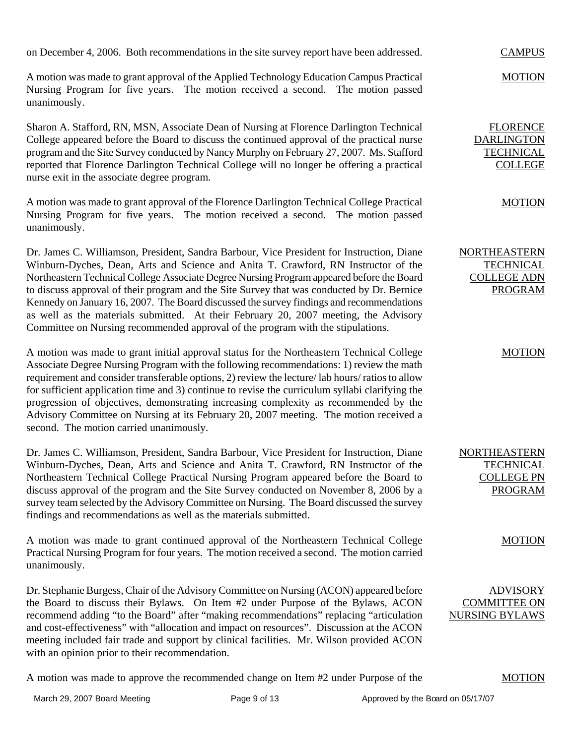on December 4, 2006. Both recommendations in the site survey report have been addressed. CAMPUS

**MOTION**

A motion was made to grant approval of the Applied Technology Education Campus Practical Nursing Program for five years. The motion received a second. The motion passed unanimously.

**FLORENCE DARLINGTON TECHNICAL COLLEGE**

Sharon A. Stafford, RN, MSN, Associate Dean of Nursing at Florence Darlington Technical College appeared before the Board to discuss the continued approval of the practical nurse program and the Site Survey conducted by Nancy Murphy on February 27, 2007. Ms. Stafford reported that Florence Darlington Technical College will no longer be offering a practical nurse exit in the associate degree program.

**MOTION**

A motion was made to grant approval of the Florence Darlington Technical College Practical Nursing Program for five years. The motion received a second. The motion passed unanimously.

**NORTHEASTERN TECHNICAL COLLEGE ADN PROGRAM**

Dr. James C. Williamson, President, Sandra Barbour, Vice President for Instruction, Diane Winburn-Dyches, Dean, Arts and Science and Anita T. Crawford, RN Instructor of the Northeastern Technical College Associate Degree Nursing Program appeared before the Board to discuss approval of their program and the Site Survey that was conducted by Dr. Bernice Kennedy on January 16, 2007. The Board discussed the survey findings and recommendations as well as the materials submitted. At their February 20, 2007 meeting, the Advisory Committee on Nursing recommended approval of the program with the stipulations.

**MOTION**

A motion was made to grant initial approval status for the Northeastern Technical College Associate Degree Nursing Program with the following recommendations: 1) review the math requirement and consider transferable options, 2) review the lecture/ lab hours/ ratios to allow for sufficient application time and 3) continue to revise the curriculum syllabi clarifying the progression of objectives, demonstrating increasing complexity as recommended by the Advisory Committee on Nursing at its February 20, 2007 meeting. The motion received a second. The motion carried unanimously.

**NORTHEASTERN TECHNICAL COLLEGE PN PROGRAM**

Dr. James C. Williamson, President, Sandra Barbour, Vice President for Instruction, Diane Winburn-Dyches, Dean, Arts and Science and Anita T. Crawford, RN Instructor of the Northeastern Technical College Practical Nursing Program appeared before the Board to discuss approval of the program and the Site Survey conducted on November 8, 2006 by a survey team selected by the Advisory Committee on Nursing. The Board discussed the survey findings and recommendations as well as the materials submitted.

**MOTION**

A motion was made to grant continued approval of the Northeastern Technical College Practical Nursing Program for four years. The motion received a second. The motion carried unanimously.

**ADVISORY COMMITTEE ON NURSING BYLAWS**

Dr. Stephanie Burgess, Chair of the Advisory Committee on Nursing (ACON) appeared before the Board to discuss their Bylaws. On Item #2 under Purpose of the Bylaws, ACON recommend adding "to the Board" after "making recommendations" replacing "articulation and cost-effectiveness" with "allocation and impact on resources". Discussion at the ACON meeting included fair trade and support by clinical facilities. Mr. Wilson provided ACON with an opinion prior to their recommendation.

**MOTION**

A motion was made to approve the recommended change on Item #2 under Purpose of the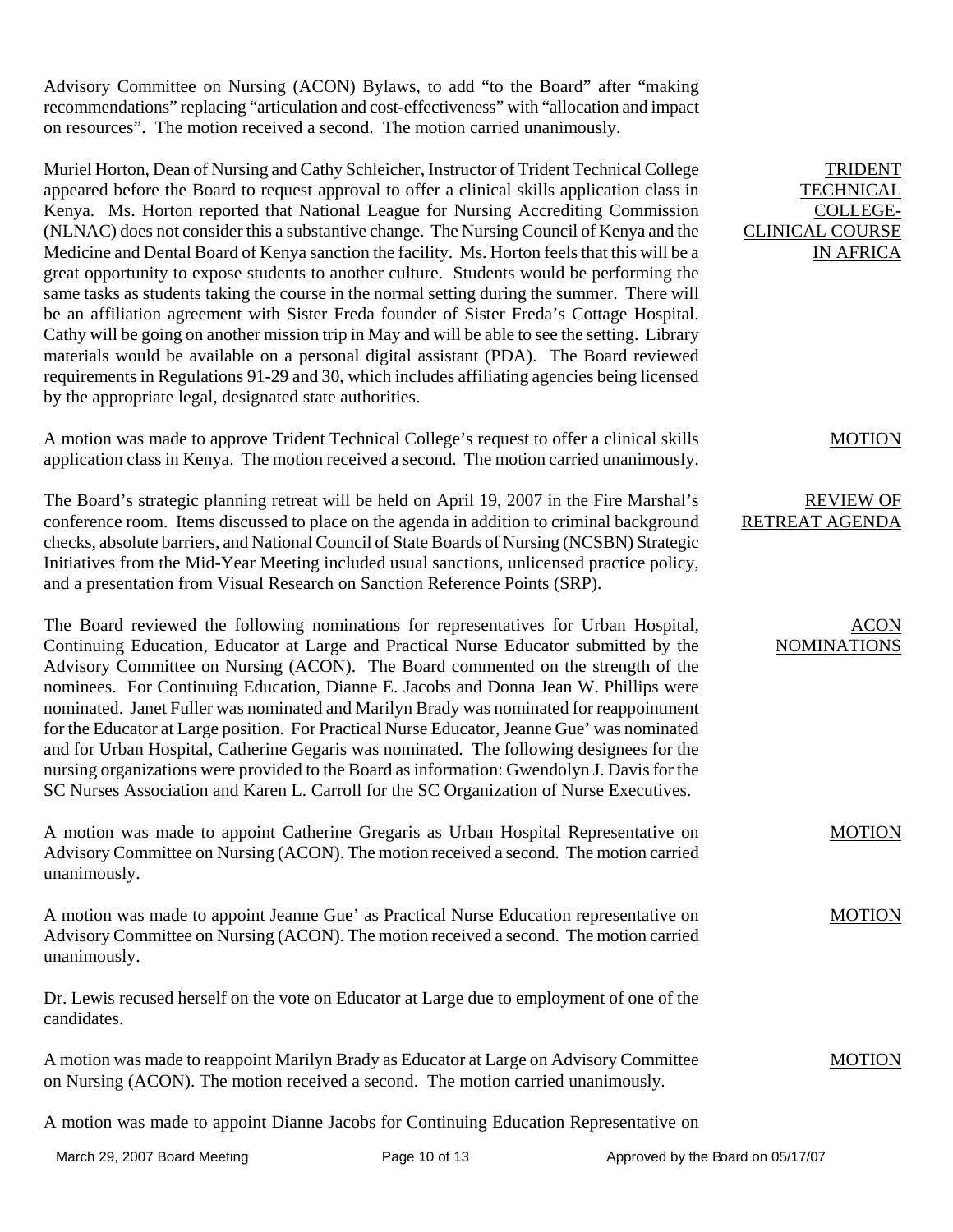Advisory Committee on Nursing (ACON) Bylaws, to add "to the Board" after "making recommendations" replacing "articulation and cost-effectiveness" with "allocation and impact on resources". The motion received a second. The motion carried unanimously.

**TRIDENT TECHNICAL COLLEGE-CLINICAL COURSE IN AFRICA**

Muriel Horton, Dean of Nursing and Cathy Schleicher, Instructor of Trident Technical College appeared before the Board to request approval to offer a clinical skills application class in Kenya. Ms. Horton reported that National League for Nursing Accrediting Commission (NLNAC) does not consider this a substantive change. The Nursing Council of Kenya and the Medicine and Dental Board of Kenya sanction the facility. Ms. Horton feels that this will be a great opportunity to expose students to another culture. Students would be performing the same tasks as students taking the course in the normal setting during the summer. There will be an affiliation agreement with Sister Freda founder of Sister Freda's Cottage Hospital. Cathy will be going on another mission trip in May and will be able to see the setting. Library materials would be available on a personal digital assistant (PDA). The Board reviewed requirements in Regulations 91-29 and 30, which includes affiliating agencies being licensed by the appropriate legal, designated state authorities.

**MOTION**

A motion was made to approve Trident Technical College's request to offer a clinical skills application class in Kenya. The motion received a second. The motion carried unanimously.

**REVIEW OF RETREAT AGENDA**

The Board's strategic planning retreat will be held on April 19, 2007 in the Fire Marshal's conference room. Items discussed to place on the agenda in addition to criminal background checks, absolute barriers, and National Council of State Boards of Nursing (NCSBN) Strategic Initiatives from the Mid-Year Meeting included usual sanctions, unlicensed practice policy, and a presentation from Visual Research on Sanction Reference Points (SRP).

**ACON NOMINATIONS**

The Board reviewed the following nominations for representatives for Urban Hospital, Continuing Education, Educator at Large and Practical Nurse Educator submitted by the Advisory Committee on Nursing (ACON). The Board commented on the strength of the nominees. For Continuing Education, Dianne E. Jacobs and Donna Jean W. Phillips were nominated. Janet Fuller was nominated and Marilyn Brady was nominated for reappointment for the Educator at Large position. For Practical Nurse Educator, Jeanne Gue' was nominated and for Urban Hospital, Catherine Gegaris was nominated. The following designees for the nursing organizations were provided to the Board as information: Gwendolyn J. Davis for the SC Nurses Association and Karen L. Carroll for the SC Organization of Nurse Executives.

**MOTION**

A motion was made to appoint Catherine Gregaris as Urban Hospital Representative on Advisory Committee on Nursing (ACON). The motion received a second. The motion carried unanimously.

**MOTION**

A motion was made to appoint Jeanne Gue' as Practical Nurse Education representative on Advisory Committee on Nursing (ACON). The motion received a second. The motion carried unanimously.

Dr. Lewis recused herself on the vote on Educator at Large due to employment of one of the candidates.

**MOTION**

A motion was made to reappoint Marilyn Brady as Educator at Large on Advisory Committee on Nursing (ACON). The motion received a second. The motion carried unanimously.

A motion was made to appoint Dianne Jacobs for Continuing Education Representative on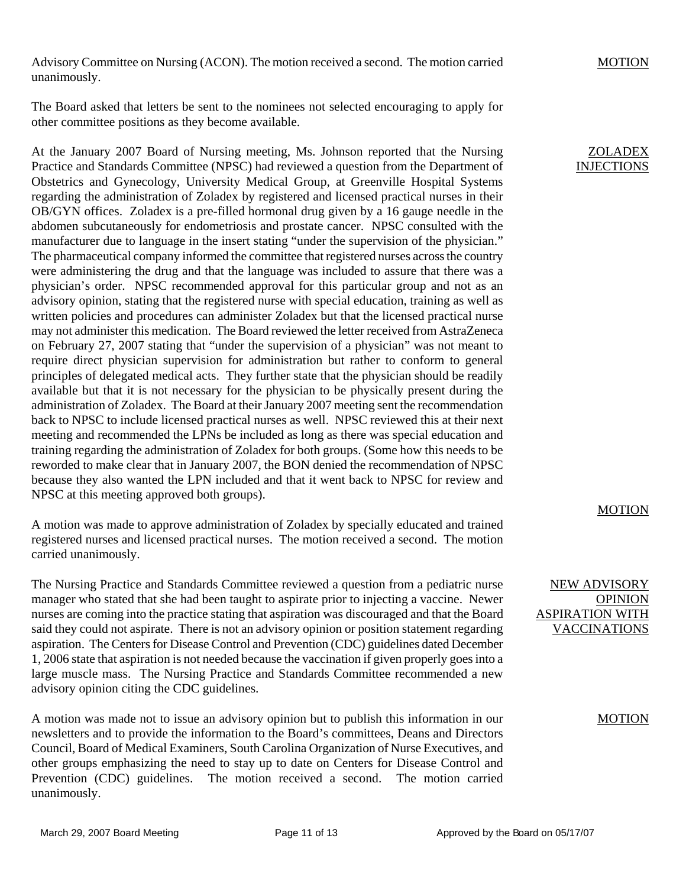Advisory Committee on Nursing (ACON). The motion received a second. The motion carried unanimously.

**MOTION**

The Board asked that letters be sent to the nominees not selected encouraging to apply for other committee positions as they become available.

**ZOLADEX INJECTIONS**

At the January 2007 Board of Nursing meeting, Ms. Johnson reported that the Nursing Practice and Standards Committee (NPSC) had reviewed a question from the Department of Obstetrics and Gynecology, University Medical Group, at Greenville Hospital Systems regarding the administration of Zoladex by registered and licensed practical nurses in their OB/GYN offices. Zoladex is a pre-filled hormonal drug given by a 16 gauge needle in the abdomen subcutaneously for endometriosis and prostate cancer. NPSC consulted with the manufacturer due to language in the insert stating "under the supervision of the physician." The pharmaceutical company informed the committee that registered nurses across the country were administering the drug and that the language was included to assure that there was a physician's order. NPSC recommended approval for this particular group and not as an advisory opinion, stating that the registered nurse with special education, training as well as written policies and procedures can administer Zoladex but that the licensed practical nurse may not administer this medication. The Board reviewed the letter received from AstraZeneca on February 27, 2007 stating that "under the supervision of a physician" was not meant to require direct physician supervision for administration but rather to conform to general principles of delegated medical acts. They further state that the physician should be readily available but that it is not necessary for the physician to be physically present during the administration of Zoladex. The Board at their January 2007 meeting sent the recommendation back to NPSC to include licensed practical nurses as well. NPSC reviewed this at their next meeting and recommended the LPNs be included as long as there was special education and training regarding the administration of Zoladex for both groups. (Some how this needs to be reworded to make clear that in January 2007, the BON denied the recommendation of NPSC because they also wanted the LPN included and that it went back to NPSC for review and NPSC at this meeting approved both groups).

**MOTION**

A motion was made to approve administration of Zoladex by specially educated and trained registered nurses and licensed practical nurses. The motion received a second. The motion carried unanimously.

**NEW ADVISORY OPINION ASPIRATION WITH VACCINATIONS**

The Nursing Practice and Standards Committee reviewed a question from a pediatric nurse manager who stated that she had been taught to aspirate prior to injecting a vaccine. Newer nurses are coming into the practice stating that aspiration was discouraged and that the Board said they could not aspirate. There is not an advisory opinion or position statement regarding aspiration. The Centers for Disease Control and Prevention (CDC) guidelines dated December 1, 2006 state that aspiration is not needed because the vaccination if given properly goes into a large muscle mass. The Nursing Practice and Standards Committee recommended a new advisory opinion citing the CDC guidelines.

**MOTION**

A motion was made not to issue an advisory opinion but to publish this information in our newsletters and to provide the information to the Board's committees, Deans and Directors Council, Board of Medical Examiners, South Carolina Organization of Nurse Executives, and other groups emphasizing the need to stay up to date on Centers for Disease Control and Prevention (CDC) guidelines. The motion received a second. The motion carried unanimously.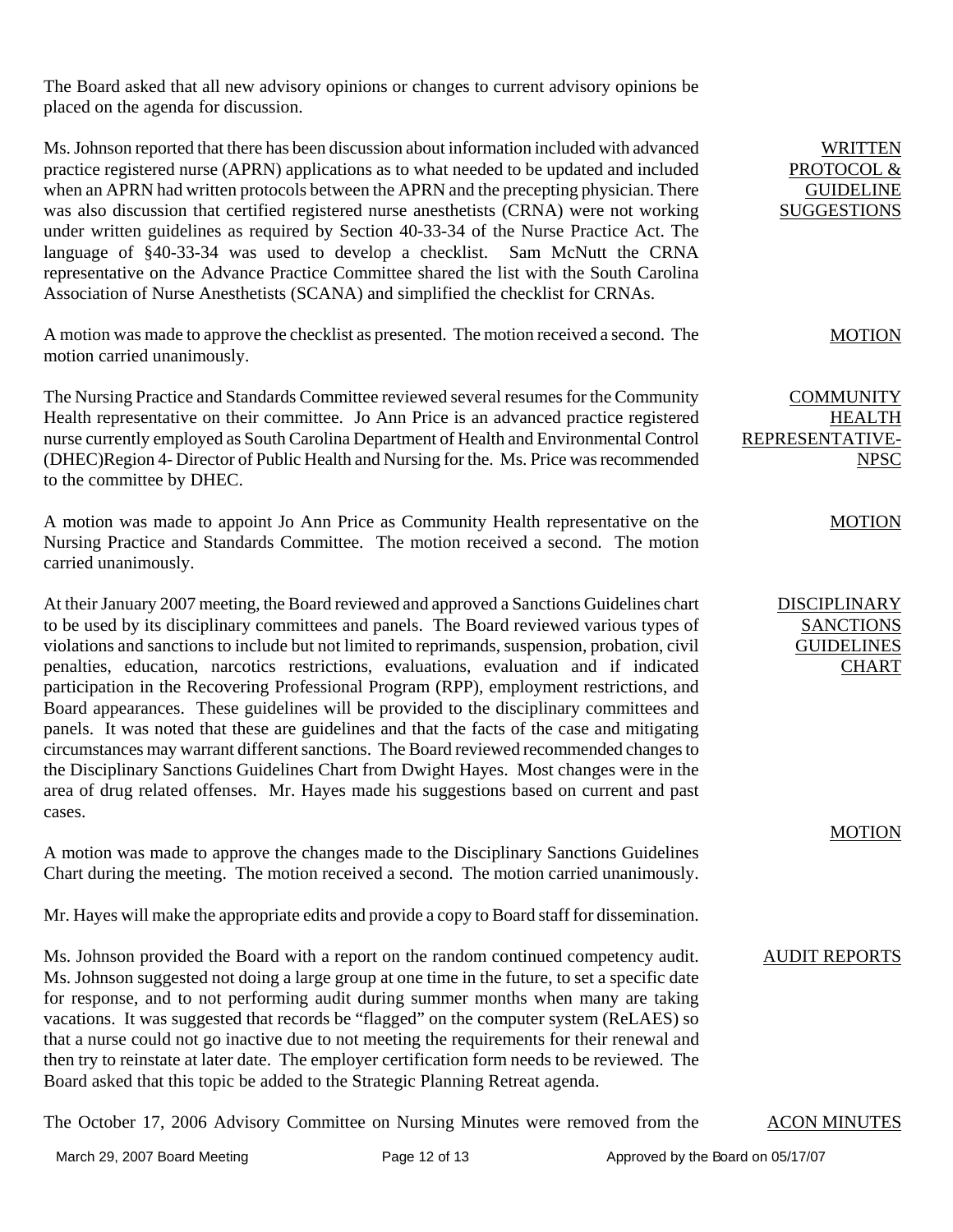The Board asked that all new advisory opinions or changes to current advisory opinions be placed on the agenda for discussion.

**WRITTEN PROTOCOL & GUIDELINE SUGGESTIONS**

Ms. Johnson reported that there has been discussion about information included with advanced practice registered nurse (APRN) applications as to what needed to be updated and included when an APRN had written protocols between the APRN and the precepting physician. There was also discussion that certified registered nurse anesthetists (CRNA) were not working under written guidelines as required by Section 40-33-34 of the Nurse Practice Act. The language of §40-33-34 was used to develop a checklist. Sam McNutt the CRNA representative on the Advance Practice Committee shared the list with the South Carolina Association of Nurse Anesthetists (SCANA) and simplified the checklist for CRNAs.

**MOTION**

A motion was made to approve the checklist as presented. The motion received a second. The motion carried unanimously.

**COMMUNITY HEALTH REPRESENTATIVE-NPSC**

The Nursing Practice and Standards Committee reviewed several resumes for the Community Health representative on their committee. Jo Ann Price is an advanced practice registered nurse currently employed as South Carolina Department of Health and Environmental Control (DHEC)Region 4- Director of Public Health and Nursing for the. Ms. Price was recommended to the committee by DHEC.

**MOTION**

A motion was made to appoint Jo Ann Price as Community Health representative on the Nursing Practice and Standards Committee. The motion received a second. The motion carried unanimously.

**DISCIPLINARY SANCTIONS GUIDELINES CHART**

At their January 2007 meeting, the Board reviewed and approved a Sanctions Guidelines chart to be used by its disciplinary committees and panels. The Board reviewed various types of violations and sanctions to include but not limited to reprimands, suspension, probation, civil penalties, education, narcotics restrictions, evaluations, evaluation and if indicated participation in the Recovering Professional Program (RPP), employment restrictions, and Board appearances. These guidelines will be provided to the disciplinary committees and panels. It was noted that these are guidelines and that the facts of the case and mitigating circumstances may warrant different sanctions. The Board reviewed recommended changes to the Disciplinary Sanctions Guidelines Chart from Dwight Hayes. Most changes were in the area of drug related offenses. Mr. Hayes made his suggestions based on current and past cases.

**MOTION**

A motion was made to approve the changes made to the Disciplinary Sanctions Guidelines Chart during the meeting. The motion received a second. The motion carried unanimously.

Mr. Hayes will make the appropriate edits and provide a copy to Board staff for dissemination.

**AUDIT REPORTS**

Ms. Johnson provided the Board with a report on the random continued competency audit. Ms. Johnson suggested not doing a large group at one time in the future, to set a specific date for response, and to not performing audit during summer months when many are taking vacations. It was suggested that records be "flagged" on the computer system (ReLAES) so that a nurse could not go inactive due to not meeting the requirements for their renewal and then try to reinstate at later date. The employer certification form needs to be reviewed. The Board asked that this topic be added to the Strategic Planning Retreat agenda.

**ACON MINUTES**

The October 17, 2006 Advisory Committee on Nursing Minutes were removed from the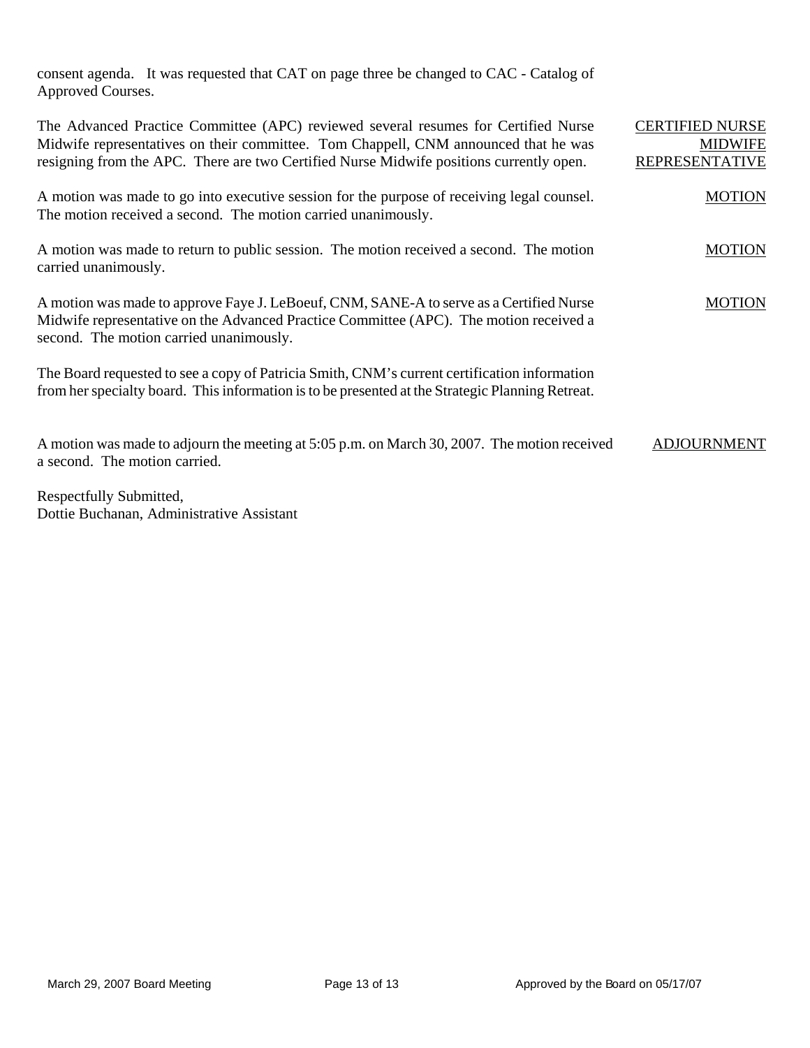consent agenda. It was requested that CAT on page three be changed to CAC - Catalog of Approved Courses.

**CERTIFIED NURSE MIDWIFE REPRESENTATIVE**

The Advanced Practice Committee (APC) reviewed several resumes for Certified Nurse Midwife representatives on their committee. Tom Chappell, CNM announced that he was resigning from the APC. There are two Certified Nurse Midwife positions currently open.

**MOTION**

A motion was made to go into executive session for the purpose of receiving legal counsel. The motion received a second. The motion carried unanimously.

**MOTION**

A motion was made to return to public session. The motion received a second. The motion carried unanimously.

**MOTION**

A motion was made to approve Faye J. LeBoeuf, CNM, SANE-A to serve as a Certified Nurse Midwife representative on the Advanced Practice Committee (APC). The motion received a second. The motion carried unanimously.

The Board requested to see a copy of Patricia Smith, CNM's current certification information from her specialty board. This information is to be presented at the Strategic Planning Retreat.

**ADJOURNMENT**

A motion was made to adjourn the meeting at 5:05 p.m. on March 30, 2007. The motion received a second. The motion carried.

Respectfully Submitted,
Dottie Buchanan, Administrative Assistant